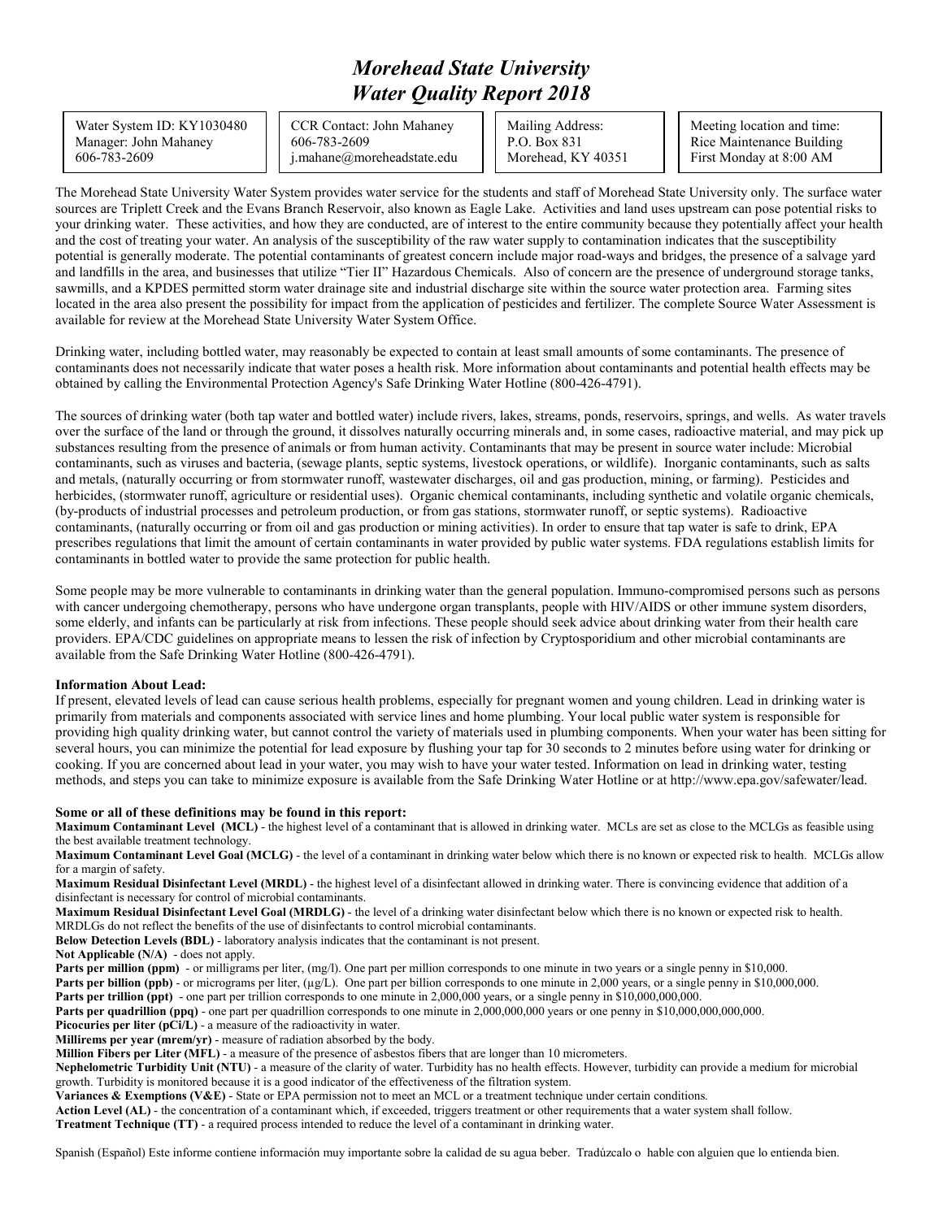# *Morehead State University*
# *Water Quality Report 2018*

| Water System ID: KY1030480<br>Manager: John Mahaney<br>606-783-2609 | CCR Contact: John Mahaney<br>606-783-2609<br>j.mahane@moreheadstate.edu | Mailing Address:<br>P.O. Box 831<br>Morehead, KY 40351 | Meeting location and time:<br>Rice Maintenance Building<br>First Monday at 8:00 AM |
|---|---|---|---|

The Morehead State University Water System provides water service for the students and staff of Morehead State University only. The surface water sources are Triplett Creek and the Evans Branch Reservoir, also known as Eagle Lake. Activities and land uses upstream can pose potential risks to your drinking water. These activities, and how they are conducted, are of interest to the entire community because they potentially affect your health and the cost of treating your water. An analysis of the susceptibility of the raw water supply to contamination indicates that the susceptibility potential is generally moderate. The potential contaminants of greatest concern include major road-ways and bridges, the presence of a salvage yard and landfills in the area, and businesses that utilize "Tier II" Hazardous Chemicals. Also of concern are the presence of underground storage tanks, sawmills, and a KPDES permitted storm water drainage site and industrial discharge site within the source water protection area. Farming sites located in the area also present the possibility for impact from the application of pesticides and fertilizer. The complete Source Water Assessment is available for review at the Morehead State University Water System Office.

Drinking water, including bottled water, may reasonably be expected to contain at least small amounts of some contaminants. The presence of contaminants does not necessarily indicate that water poses a health risk. More information about contaminants and potential health effects may be obtained by calling the Environmental Protection Agency's Safe Drinking Water Hotline (800-426-4791).

The sources of drinking water (both tap water and bottled water) include rivers, lakes, streams, ponds, reservoirs, springs, and wells. As water travels over the surface of the land or through the ground, it dissolves naturally occurring minerals and, in some cases, radioactive material, and may pick up substances resulting from the presence of animals or from human activity. Contaminants that may be present in source water include: Microbial contaminants, such as viruses and bacteria, (sewage plants, septic systems, livestock operations, or wildlife). Inorganic contaminants, such as salts and metals, (naturally occurring or from stormwater runoff, wastewater discharges, oil and gas production, mining, or farming). Pesticides and herbicides, (stormwater runoff, agriculture or residential uses). Organic chemical contaminants, including synthetic and volatile organic chemicals, (by-products of industrial processes and petroleum production, or from gas stations, stormwater runoff, or septic systems). Radioactive contaminants, (naturally occurring or from oil and gas production or mining activities). In order to ensure that tap water is safe to drink, EPA prescribes regulations that limit the amount of certain contaminants in water provided by public water systems. FDA regulations establish limits for contaminants in bottled water to provide the same protection for public health.

Some people may be more vulnerable to contaminants in drinking water than the general population. Immuno-compromised persons such as persons with cancer undergoing chemotherapy, persons who have undergone organ transplants, people with HIV/AIDS or other immune system disorders, some elderly, and infants can be particularly at risk from infections. These people should seek advice about drinking water from their health care providers. EPA/CDC guidelines on appropriate means to lessen the risk of infection by Cryptosporidium and other microbial contaminants are available from the Safe Drinking Water Hotline (800-426-4791).

**Information About Lead:**
If present, elevated levels of lead can cause serious health problems, especially for pregnant women and young children. Lead in drinking water is primarily from materials and components associated with service lines and home plumbing. Your local public water system is responsible for providing high quality drinking water, but cannot control the variety of materials used in plumbing components. When your water has been sitting for several hours, you can minimize the potential for lead exposure by flushing your tap for 30 seconds to 2 minutes before using water for drinking or cooking. If you are concerned about lead in your water, you may wish to have your water tested. Information on lead in drinking water, testing methods, and steps you can take to minimize exposure is available from the Safe Drinking Water Hotline or at http://www.epa.gov/safewater/lead.

**Some or all of these definitions may be found in this report:**

**Maximum Contaminant Level (MCL)** - the highest level of a contaminant that is allowed in drinking water. MCLs are set as close to the MCLGs as feasible using the best available treatment technology.

**Maximum Contaminant Level Goal (MCLG)** - the level of a contaminant in drinking water below which there is no known or expected risk to health. MCLGs allow for a margin of safety.

**Maximum Residual Disinfectant Level (MRDL)** - the highest level of a disinfectant allowed in drinking water. There is convincing evidence that addition of a disinfectant is necessary for control of microbial contaminants.

**Maximum Residual Disinfectant Level Goal (MRDLG)** - the level of a drinking water disinfectant below which there is no known or expected risk to health. MRDLGs do not reflect the benefits of the use of disinfectants to control microbial contaminants.

**Below Detection Levels (BDL)** - laboratory analysis indicates that the contaminant is not present.

**Not Applicable (N/A)** - does not apply.

**Parts per million (ppm)** - or milligrams per liter, (mg/l). One part per million corresponds to one minute in two years or a single penny in $10,000.

**Parts per billion (ppb)** - or micrograms per liter, (µg/L). One part per billion corresponds to one minute in 2,000 years, or a single penny in $10,000,000.

**Parts per trillion (ppt)** - one part per trillion corresponds to one minute in 2,000,000 years, or a single penny in $10,000,000,000.

**Parts per quadrillion (ppq)** - one part per quadrillion corresponds to one minute in 2,000,000,000 years or one penny in $10,000,000,000,000.

**Picocuries per liter (pCi/L)** - a measure of the radioactivity in water.

**Millirems per year (mrem/yr)** - measure of radiation absorbed by the body.

**Million Fibers per Liter (MFL)** - a measure of the presence of asbestos fibers that are longer than 10 micrometers.

**Nephelometric Turbidity Unit (NTU)** - a measure of the clarity of water. Turbidity has no health effects. However, turbidity can provide a medium for microbial growth. Turbidity is monitored because it is a good indicator of the effectiveness of the filtration system.

**Variances & Exemptions (V&E)** - State or EPA permission not to meet an MCL or a treatment technique under certain conditions.

**Action Level (AL)** - the concentration of a contaminant which, if exceeded, triggers treatment or other requirements that a water system shall follow.

**Treatment Technique (TT)** - a required process intended to reduce the level of a contaminant in drinking water.

Spanish (Español) Este informe contiene información muy importante sobre la calidad de su agua beber. Tradúzcalo o hable con alguien que lo entienda bien.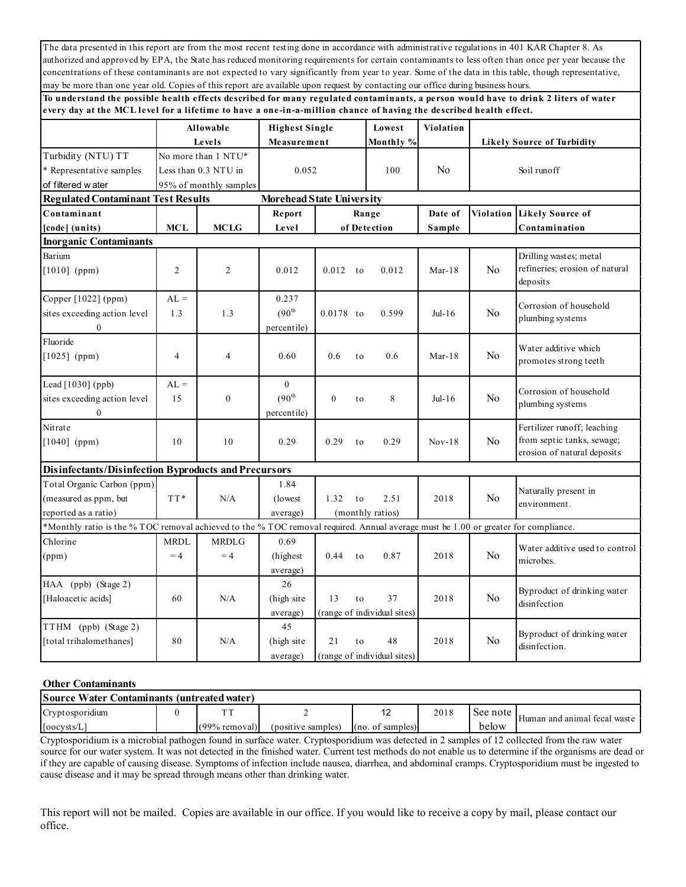The data presented in this report are from the most recent testing done in accordance with administrative regulations in 401 KAR Chapter 8. As authorized and approved by EPA, the State has reduced monitoring requirements for certain contaminants to less often than once per year because the concentrations of these contaminants are not expected to vary significantly from year to year. Some of the data in this table, though representative, may be more than one year old. Copies of this report are available upon request by contacting our office during business hours.

**To understand the possible health effects described for many regulated contaminants, a person would have to drink 2 liters of water every day at the MCL level for a lifetime to have a one-in-a-million chance of having the described health effect.**

| | Allowable Levels | Highest Single Measurement | Lowest Monthly % | Violation | Likely Source of Turbidity |
|---|---|---|---|---|---|
| Turbidity (NTU) TT * Representative samples of filtered water | No more than 1 NTU* Less than 0.3 NTU in 95% of monthly samples | 0.052 | 100 | No | Soil runoff |

**Regulated Contaminant Test Results** — **Morehead State University**

| Contaminant [code] (units) | MCL | MCLG | Report Level | Range of Detection | Date of Sample | Violation | Likely Source of Contamination |
|---|---|---|---|---|---|---|---|
| **Inorganic Contaminants** | | | | | | | |
| Barium [1010] (ppm) | 2 | 2 | 0.012 | 0.012 to 0.012 | Mar-18 | No | Drilling wastes; metal refineries; erosion of natural deposits |
| Copper [1022] (ppm) sites exceeding action level 0 | AL = 1.3 | 1.3 | 0.237 (90th percentile) | 0.0178 to 0.599 | Jul-16 | No | Corrosion of household plumbing systems |
| Fluoride [1025] (ppm) | 4 | 4 | 0.60 | 0.6 to 0.6 | Mar-18 | No | Water additive which promotes strong teeth |
| Lead [1030] (ppb) sites exceeding action level 0 | AL = 15 | 0 | 0 (90th percentile) | 0 to 8 | Jul-16 | No | Corrosion of household plumbing systems |
| Nitrate [1040] (ppm) | 10 | 10 | 0.29 | 0.29 to 0.29 | Nov-18 | No | Fertilizer runoff; leaching from septic tanks, sewage; erosion of natural deposits |
| **Disinfectants/Disinfection Byproducts and Precursors** | | | | | | | |
| Total Organic Carbon (ppm) (measured as ppm, but reported as a ratio) | TT* | N/A | 1.84 (lowest average) | 1.32 to 2.51 (monthly ratios) | 2018 | No | Naturally present in environment. |
| *Monthly ratio is the % TOC removal achieved to the % TOC removal required. Annual average must be 1.00 or greater for compliance. | | | | | | | |
| Chlorine (ppm) | MRDL = 4 | MRDLG = 4 | 0.69 (highest average) | 0.44 to 0.87 | 2018 | No | Water additive used to control microbes. |
| HAA (ppb) (Stage 2) [Haloacetic acids] | 60 | N/A | 26 (high site average) | 13 to 37 (range of individual sites) | 2018 | No | Byproduct of drinking water disinfection |
| TTHM (ppb) (Stage 2) [total trihalomethanes] | 80 | N/A | 45 (high site average) | 21 to 48 (range of individual sites) | 2018 | No | Byproduct of drinking water disinfection. |

**Other Contaminants**

| Source Water Contaminants (untreated water) | | | | | | | |
|---|---|---|---|---|---|---|---|
| Cryptosporidium [oocysts/L] | 0 | TT (99% removal) | 2 (positive samples) | 12 (no. of samples) | 2018 | See note below | Human and animal fecal waste |

Cryptosporidium is a microbial pathogen found in surface water. Cryptosporidium was detected in 2 samples of 12 collected from the raw water source for our water system. It was not detected in the finished water. Current test methods do not enable us to determine if the organisms are dead or if they are capable of causing disease. Symptoms of infection include nausea, diarrhea, and abdominal cramps. Cryptosporidium must be ingested to cause disease and it may be spread through means other than drinking water.

This report will not be mailed. Copies are available in our office. If you would like to receive a copy by mail, please contact our office.